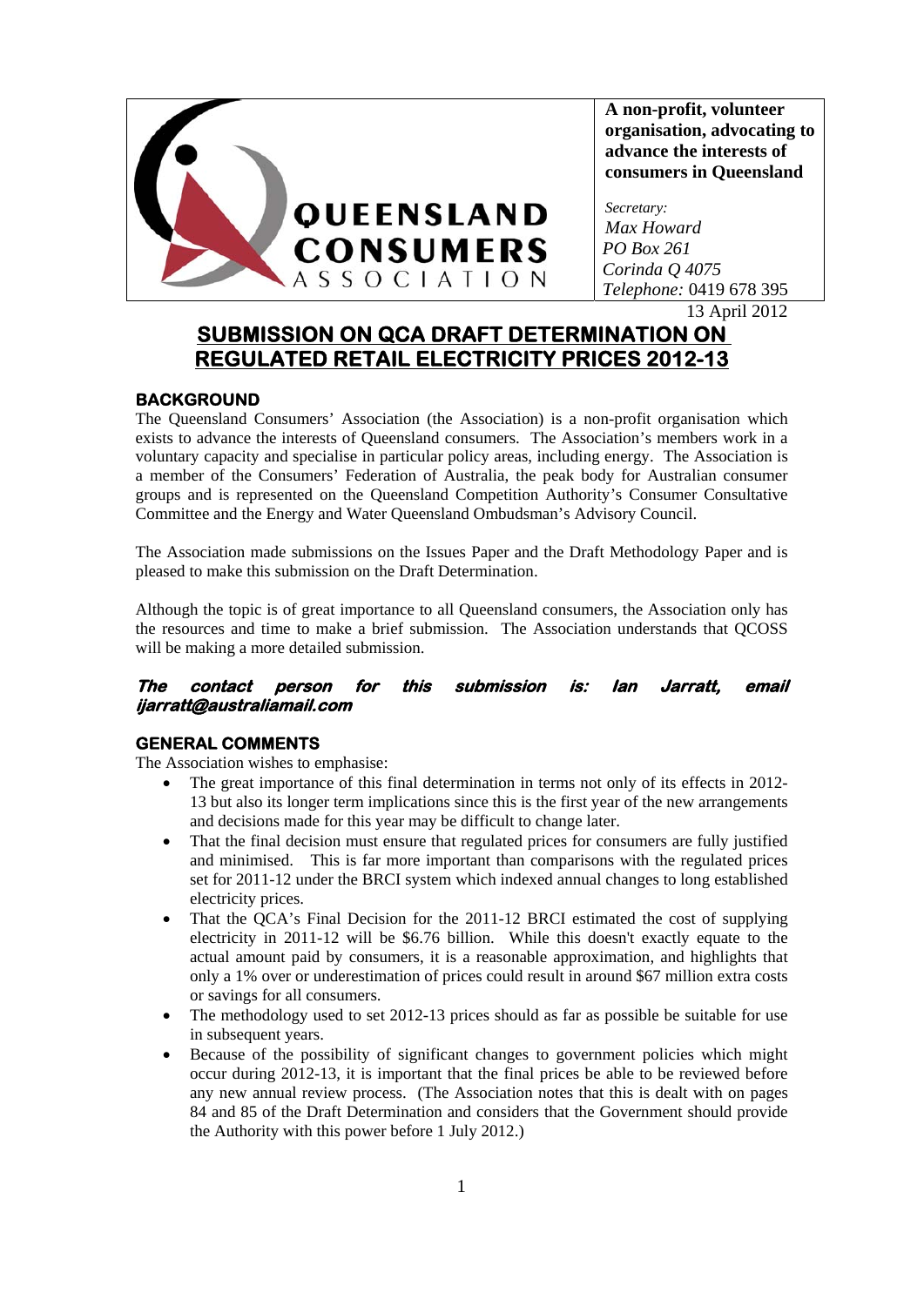**QUEENSLAND CONSUMERS ASSOCIATION**

**A non-profit, volunteer organisation, advocating to advance the interests of consumers in Queensland**

*Secretary:*
*Max Howard*
*PO Box 261*
*Corinda Q 4075*
*Telephone:* 0419 678 395

13 April 2012

# SUBMISSION ON QCA DRAFT DETERMINATION ON REGULATED RETAIL ELECTRICITY PRICES 2012-13

## BACKGROUND

The Queensland Consumers' Association (the Association) is a non-profit organisation which exists to advance the interests of Queensland consumers. The Association's members work in a voluntary capacity and specialise in particular policy areas, including energy. The Association is a member of the Consumers' Federation of Australia, the peak body for Australian consumer groups and is represented on the Queensland Competition Authority's Consumer Consultative Committee and the Energy and Water Queensland Ombudsman's Advisory Council.

The Association made submissions on the Issues Paper and the Draft Methodology Paper and is pleased to make this submission on the Draft Determination.

Although the topic is of great importance to all Queensland consumers, the Association only has the resources and time to make a brief submission. The Association understands that QCOSS will be making a more detailed submission.

***The contact person for this submission is: Ian Jarratt, email ijarratt@australiamail.com***

## GENERAL COMMENTS

The Association wishes to emphasise:

- The great importance of this final determination in terms not only of its effects in 2012-13 but also its longer term implications since this is the first year of the new arrangements and decisions made for this year may be difficult to change later.
- That the final decision must ensure that regulated prices for consumers are fully justified and minimised. This is far more important than comparisons with the regulated prices set for 2011-12 under the BRCI system which indexed annual changes to long established electricity prices.
- That the QCA's Final Decision for the 2011-12 BRCI estimated the cost of supplying electricity in 2011-12 will be \$6.76 billion. While this doesn't exactly equate to the actual amount paid by consumers, it is a reasonable approximation, and highlights that only a 1% over or underestimation of prices could result in around \$67 million extra costs or savings for all consumers.
- The methodology used to set 2012-13 prices should as far as possible be suitable for use in subsequent years.
- Because of the possibility of significant changes to government policies which might occur during 2012-13, it is important that the final prices be able to be reviewed before any new annual review process. (The Association notes that this is dealt with on pages 84 and 85 of the Draft Determination and considers that the Government should provide the Authority with this power before 1 July 2012.)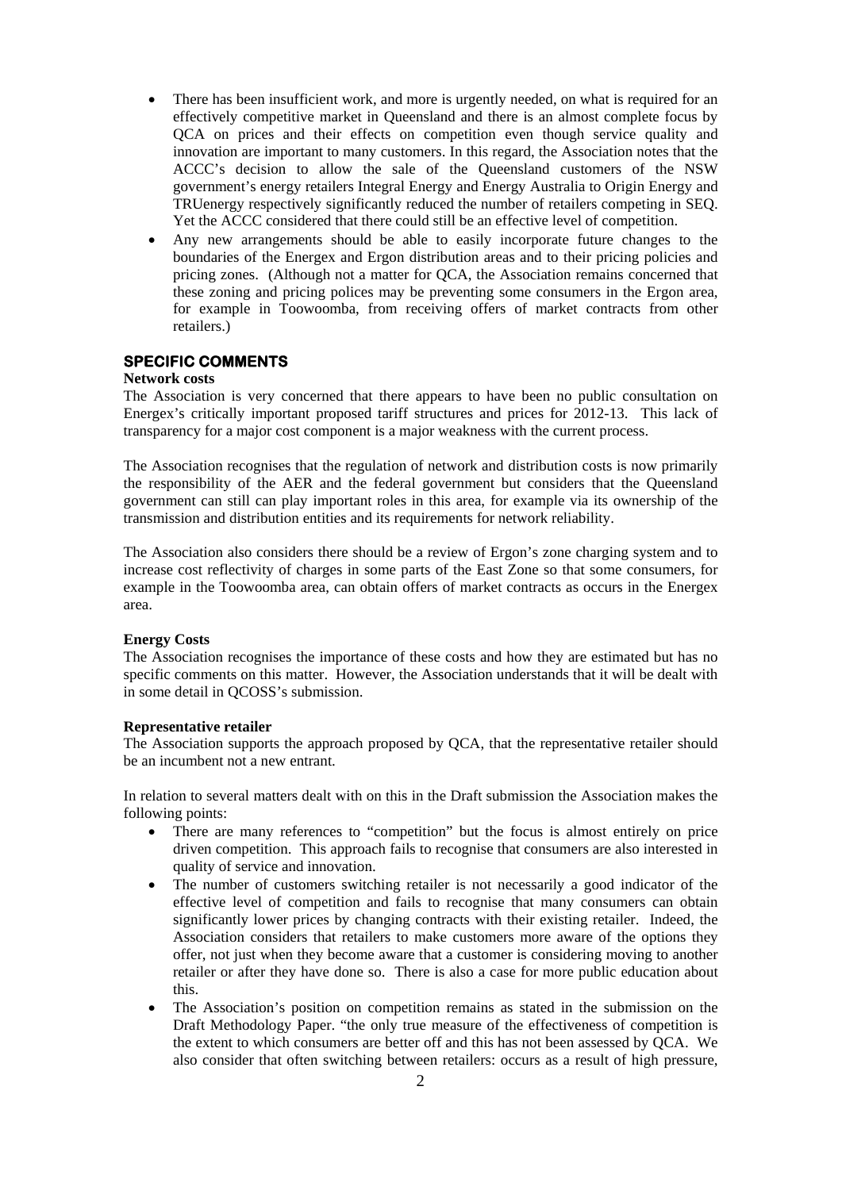- There has been insufficient work, and more is urgently needed, on what is required for an effectively competitive market in Queensland and there is an almost complete focus by QCA on prices and their effects on competition even though service quality and innovation are important to many customers. In this regard, the Association notes that the ACCC's decision to allow the sale of the Queensland customers of the NSW government's energy retailers Integral Energy and Energy Australia to Origin Energy and TRUenergy respectively significantly reduced the number of retailers competing in SEQ. Yet the ACCC considered that there could still be an effective level of competition.
- Any new arrangements should be able to easily incorporate future changes to the boundaries of the Energex and Ergon distribution areas and to their pricing policies and pricing zones. (Although not a matter for QCA, the Association remains concerned that these zoning and pricing polices may be preventing some consumers in the Ergon area, for example in Toowoomba, from receiving offers of market contracts from other retailers.)

## SPECIFIC COMMENTS

**Network costs**

The Association is very concerned that there appears to have been no public consultation on Energex's critically important proposed tariff structures and prices for 2012-13. This lack of transparency for a major cost component is a major weakness with the current process.

The Association recognises that the regulation of network and distribution costs is now primarily the responsibility of the AER and the federal government but considers that the Queensland government can still can play important roles in this area, for example via its ownership of the transmission and distribution entities and its requirements for network reliability.

The Association also considers there should be a review of Ergon's zone charging system and to increase cost reflectivity of charges in some parts of the East Zone so that some consumers, for example in the Toowoomba area, can obtain offers of market contracts as occurs in the Energex area.

**Energy Costs**

The Association recognises the importance of these costs and how they are estimated but has no specific comments on this matter. However, the Association understands that it will be dealt with in some detail in QCOSS's submission.

**Representative retailer**

The Association supports the approach proposed by QCA, that the representative retailer should be an incumbent not a new entrant.

In relation to several matters dealt with on this in the Draft submission the Association makes the following points:

- There are many references to "competition" but the focus is almost entirely on price driven competition. This approach fails to recognise that consumers are also interested in quality of service and innovation.
- The number of customers switching retailer is not necessarily a good indicator of the effective level of competition and fails to recognise that many consumers can obtain significantly lower prices by changing contracts with their existing retailer. Indeed, the Association considers that retailers to make customers more aware of the options they offer, not just when they become aware that a customer is considering moving to another retailer or after they have done so. There is also a case for more public education about this.
- The Association's position on competition remains as stated in the submission on the Draft Methodology Paper. "the only true measure of the effectiveness of competition is the extent to which consumers are better off and this has not been assessed by QCA. We also consider that often switching between retailers: occurs as a result of high pressure,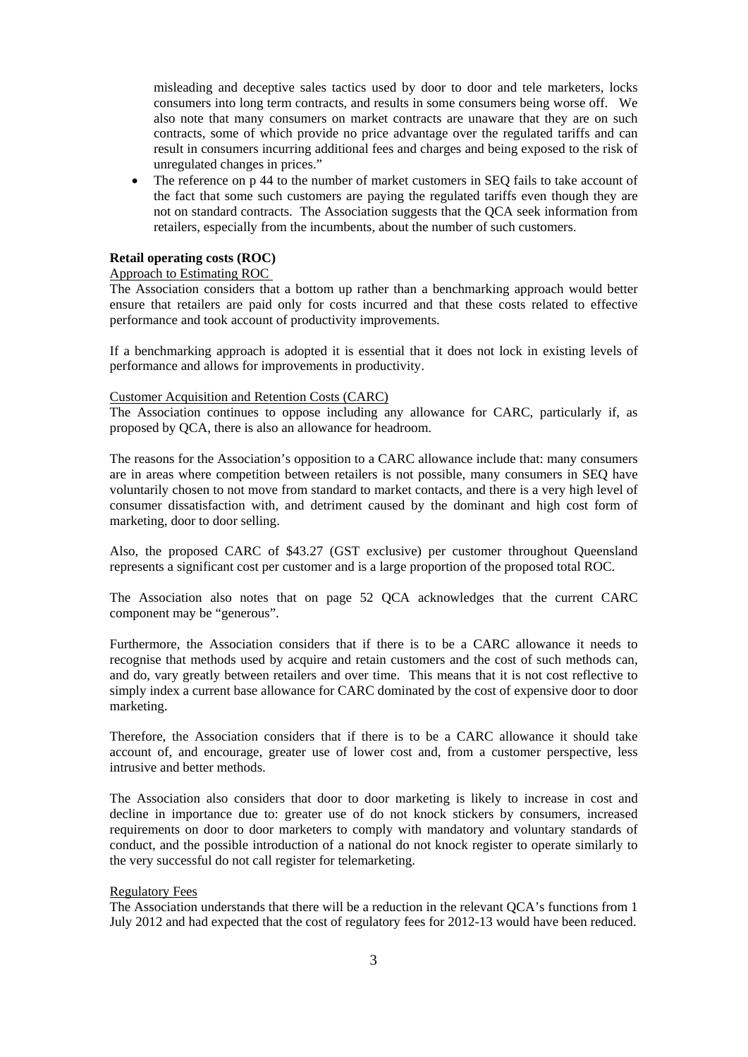misleading and deceptive sales tactics used by door to door and tele marketers, locks consumers into long term contracts, and results in some consumers being worse off. We also note that many consumers on market contracts are unaware that they are on such contracts, some of which provide no price advantage over the regulated tariffs and can result in consumers incurring additional fees and charges and being exposed to the risk of unregulated changes in prices."

- The reference on p 44 to the number of market customers in SEQ fails to take account of the fact that some such customers are paying the regulated tariffs even though they are not on standard contracts. The Association suggests that the QCA seek information from retailers, especially from the incumbents, about the number of such customers.

**Retail operating costs (ROC)**

Approach to Estimating ROC

The Association considers that a bottom up rather than a benchmarking approach would better ensure that retailers are paid only for costs incurred and that these costs related to effective performance and took account of productivity improvements.

If a benchmarking approach is adopted it is essential that it does not lock in existing levels of performance and allows for improvements in productivity.

Customer Acquisition and Retention Costs (CARC)

The Association continues to oppose including any allowance for CARC, particularly if, as proposed by QCA, there is also an allowance for headroom.

The reasons for the Association's opposition to a CARC allowance include that: many consumers are in areas where competition between retailers is not possible, many consumers in SEQ have voluntarily chosen to not move from standard to market contacts, and there is a very high level of consumer dissatisfaction with, and detriment caused by the dominant and high cost form of marketing, door to door selling.

Also, the proposed CARC of $43.27 (GST exclusive) per customer throughout Queensland represents a significant cost per customer and is a large proportion of the proposed total ROC.

The Association also notes that on page 52 QCA acknowledges that the current CARC component may be "generous".

Furthermore, the Association considers that if there is to be a CARC allowance it needs to recognise that methods used by acquire and retain customers and the cost of such methods can, and do, vary greatly between retailers and over time. This means that it is not cost reflective to simply index a current base allowance for CARC dominated by the cost of expensive door to door marketing.

Therefore, the Association considers that if there is to be a CARC allowance it should take account of, and encourage, greater use of lower cost and, from a customer perspective, less intrusive and better methods.

The Association also considers that door to door marketing is likely to increase in cost and decline in importance due to: greater use of do not knock stickers by consumers, increased requirements on door to door marketers to comply with mandatory and voluntary standards of conduct, and the possible introduction of a national do not knock register to operate similarly to the very successful do not call register for telemarketing.

Regulatory Fees

The Association understands that there will be a reduction in the relevant QCA's functions from 1 July 2012 and had expected that the cost of regulatory fees for 2012-13 would have been reduced.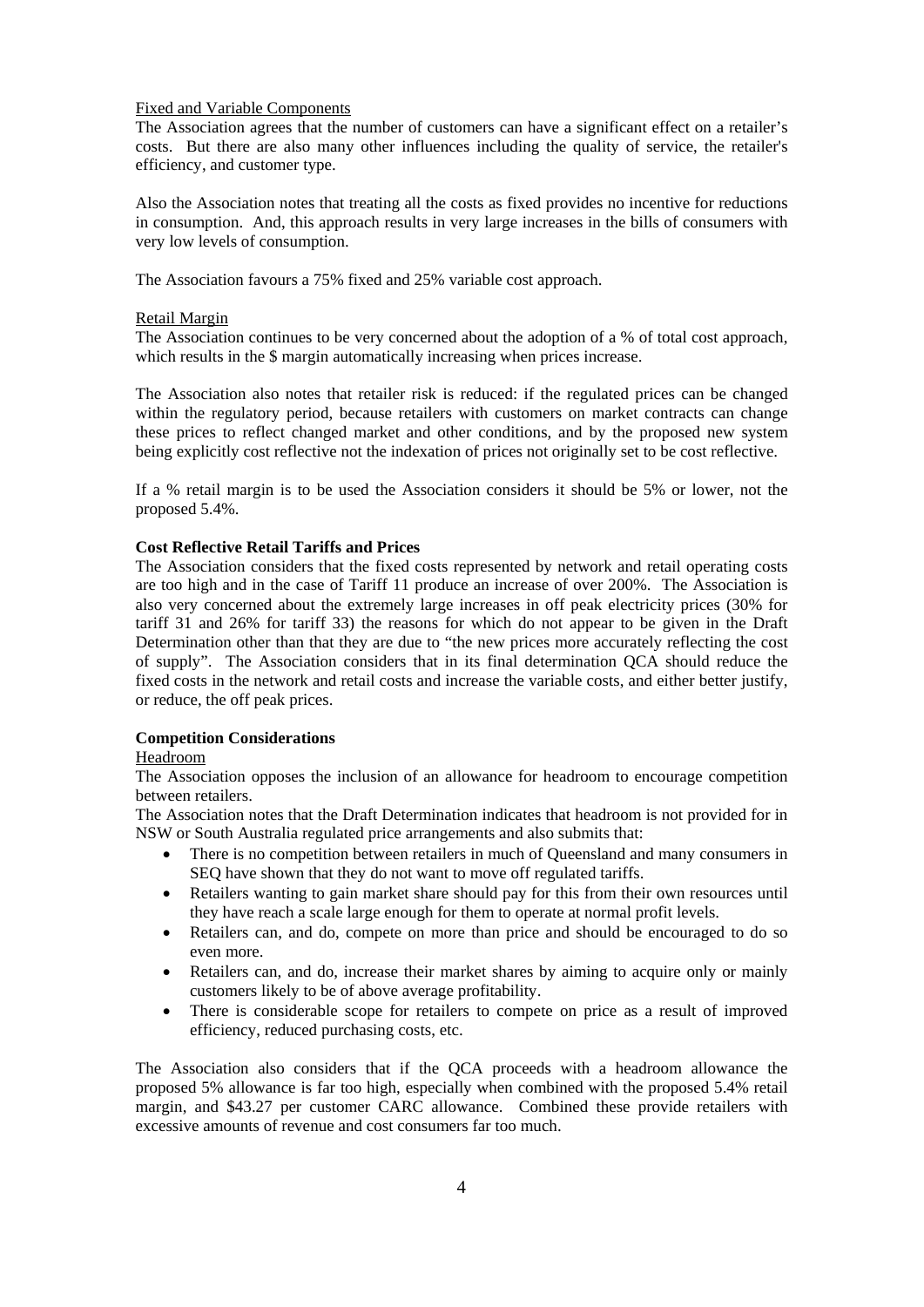Fixed and Variable Components

The Association agrees that the number of customers can have a significant effect on a retailer's costs. But there are also many other influences including the quality of service, the retailer's efficiency, and customer type.

Also the Association notes that treating all the costs as fixed provides no incentive for reductions in consumption. And, this approach results in very large increases in the bills of consumers with very low levels of consumption.

The Association favours a 75% fixed and 25% variable cost approach.

Retail Margin

The Association continues to be very concerned about the adoption of a % of total cost approach, which results in the $ margin automatically increasing when prices increase.

The Association also notes that retailer risk is reduced: if the regulated prices can be changed within the regulatory period, because retailers with customers on market contracts can change these prices to reflect changed market and other conditions, and by the proposed new system being explicitly cost reflective not the indexation of prices not originally set to be cost reflective.

If a % retail margin is to be used the Association considers it should be 5% or lower, not the proposed 5.4%.

**Cost Reflective Retail Tariffs and Prices**

The Association considers that the fixed costs represented by network and retail operating costs are too high and in the case of Tariff 11 produce an increase of over 200%. The Association is also very concerned about the extremely large increases in off peak electricity prices (30% for tariff 31 and 26% for tariff 33) the reasons for which do not appear to be given in the Draft Determination other than that they are due to "the new prices more accurately reflecting the cost of supply". The Association considers that in its final determination QCA should reduce the fixed costs in the network and retail costs and increase the variable costs, and either better justify, or reduce, the off peak prices.

**Competition Considerations**

Headroom

The Association opposes the inclusion of an allowance for headroom to encourage competition between retailers.

The Association notes that the Draft Determination indicates that headroom is not provided for in NSW or South Australia regulated price arrangements and also submits that:

- There is no competition between retailers in much of Queensland and many consumers in SEQ have shown that they do not want to move off regulated tariffs.
- Retailers wanting to gain market share should pay for this from their own resources until they have reach a scale large enough for them to operate at normal profit levels.
- Retailers can, and do, compete on more than price and should be encouraged to do so even more.
- Retailers can, and do, increase their market shares by aiming to acquire only or mainly customers likely to be of above average profitability.
- There is considerable scope for retailers to compete on price as a result of improved efficiency, reduced purchasing costs, etc.

The Association also considers that if the QCA proceeds with a headroom allowance the proposed 5% allowance is far too high, especially when combined with the proposed 5.4% retail margin, and $43.27 per customer CARC allowance. Combined these provide retailers with excessive amounts of revenue and cost consumers far too much.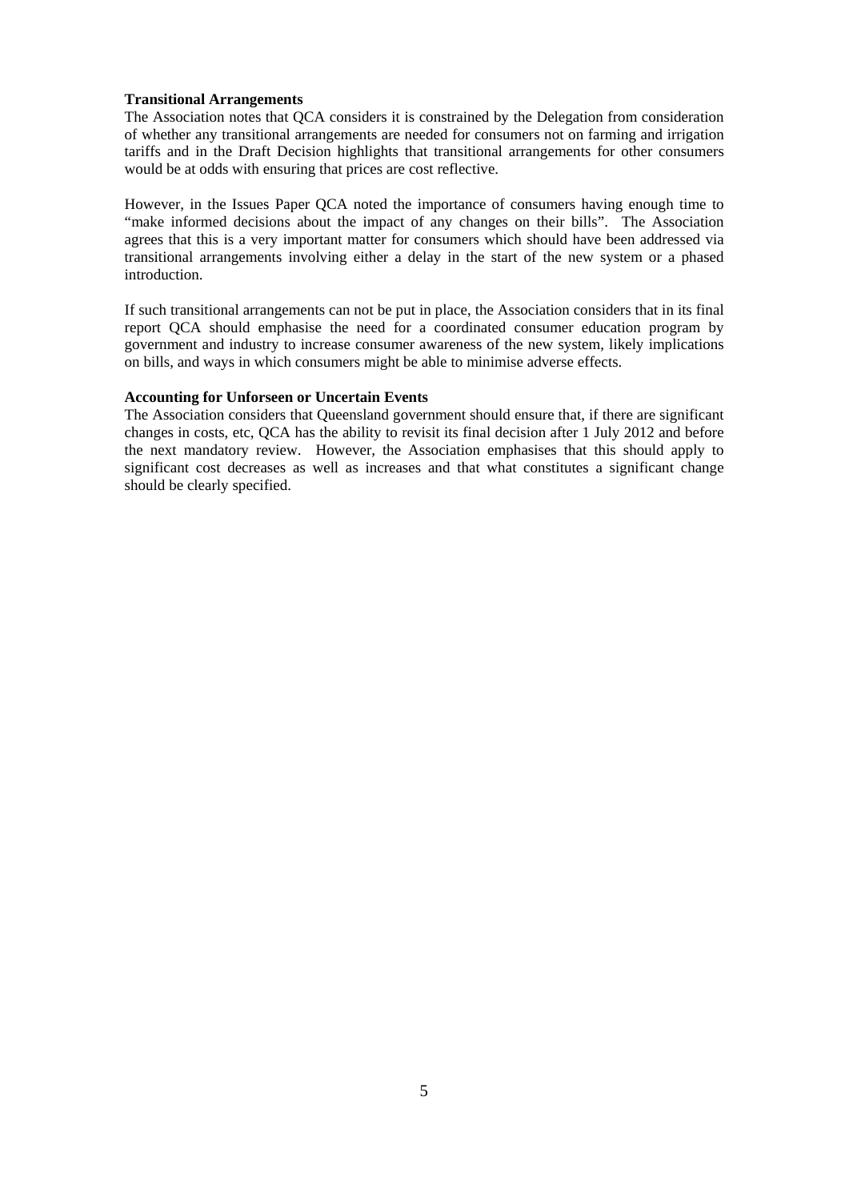**Transitional Arrangements**

The Association notes that QCA considers it is constrained by the Delegation from consideration of whether any transitional arrangements are needed for consumers not on farming and irrigation tariffs and in the Draft Decision highlights that transitional arrangements for other consumers would be at odds with ensuring that prices are cost reflective.

However, in the Issues Paper QCA noted the importance of consumers having enough time to "make informed decisions about the impact of any changes on their bills". The Association agrees that this is a very important matter for consumers which should have been addressed via transitional arrangements involving either a delay in the start of the new system or a phased introduction.

If such transitional arrangements can not be put in place, the Association considers that in its final report QCA should emphasise the need for a coordinated consumer education program by government and industry to increase consumer awareness of the new system, likely implications on bills, and ways in which consumers might be able to minimise adverse effects.

**Accounting for Unforseen or Uncertain Events**

The Association considers that Queensland government should ensure that, if there are significant changes in costs, etc, QCA has the ability to revisit its final decision after 1 July 2012 and before the next mandatory review. However, the Association emphasises that this should apply to significant cost decreases as well as increases and that what constitutes a significant change should be clearly specified.